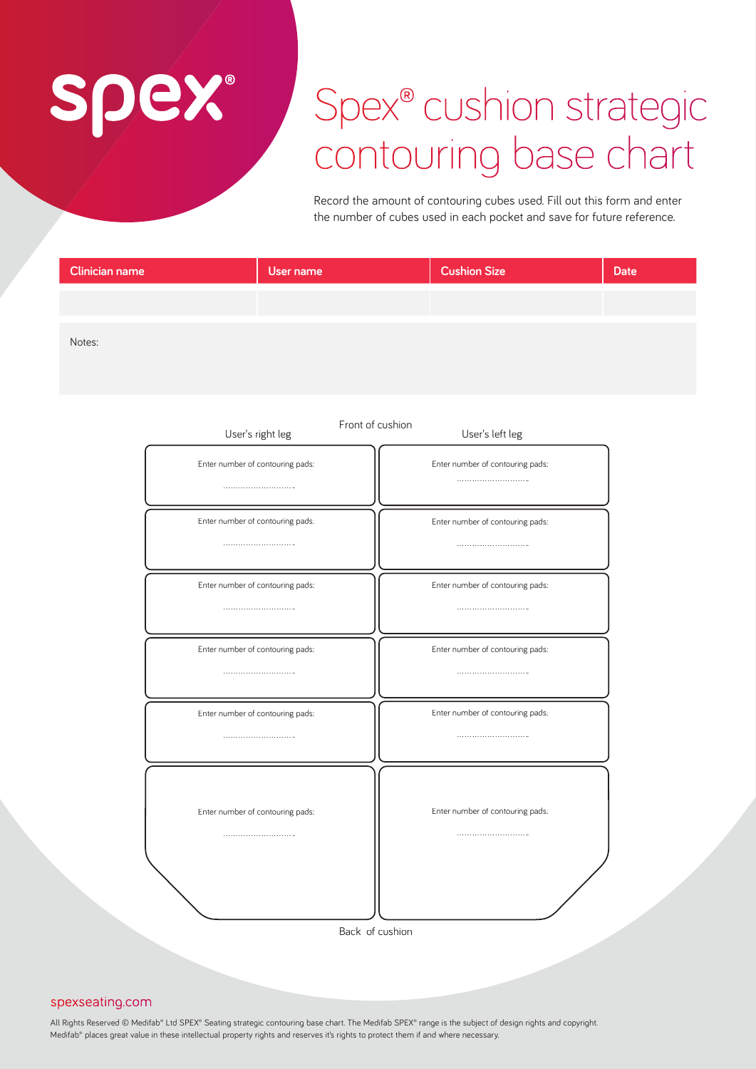spex®

# Spex® cushion strategic contouring base chart

Record the amount of contouring cubes used. Fill out this form and enter the number of cubes used in each pocket and save for future reference.

| Clinician name | User name | Cushion Size | Date |
| --- | --- | --- | --- |
| | | | |

Notes:

Front of cushion

| User's right leg | User's left leg |
| --- | --- |
| Enter number of contouring pads: ............................ | Enter number of contouring pads: ............................ |
| Enter number of contouring pads: ............................ | Enter number of contouring pads: ............................ |
| Enter number of contouring pads: ............................ | Enter number of contouring pads: ............................ |
| Enter number of contouring pads: ............................ | Enter number of contouring pads: ............................ |
| Enter number of contouring pads: ............................ | Enter number of contouring pads: ............................ |
| Enter number of contouring pads: ............................ | Enter number of contouring pads: ............................ |

Back of cushion

spexseating.com

All Rights Reserved © Medifab® Ltd SPEX® Seating strategic contouring base chart. The Medifab SPEX® range is the subject of design rights and copyright. Medifab® places great value in these intellectual property rights and reserves it's rights to protect them if and where necessary.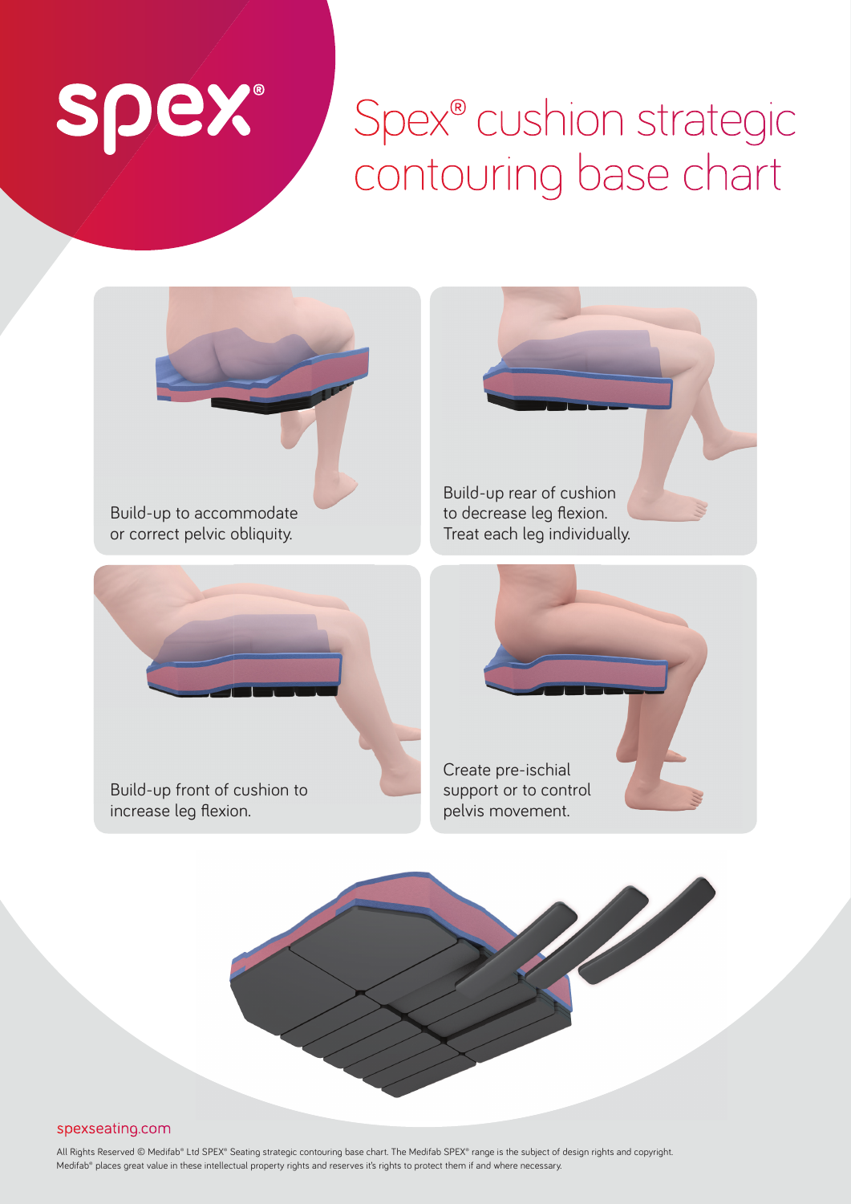# Spex® cushion strategic contouring base chart

Build-up to accommodate or correct pelvic obliquity.

Build-up rear of cushion to decrease leg flexion. Treat each leg individually.

Build-up front of cushion to increase leg flexion.

Create pre-ischial support or to control pelvis movement.

spexseating.com

All Rights Reserved © Medifab® Ltd SPEX® Seating strategic contouring base chart. The Medifab SPEX® range is the subject of design rights and copyright. Medifab® places great value in these intellectual property rights and reserves it's rights to protect them if and where necessary.